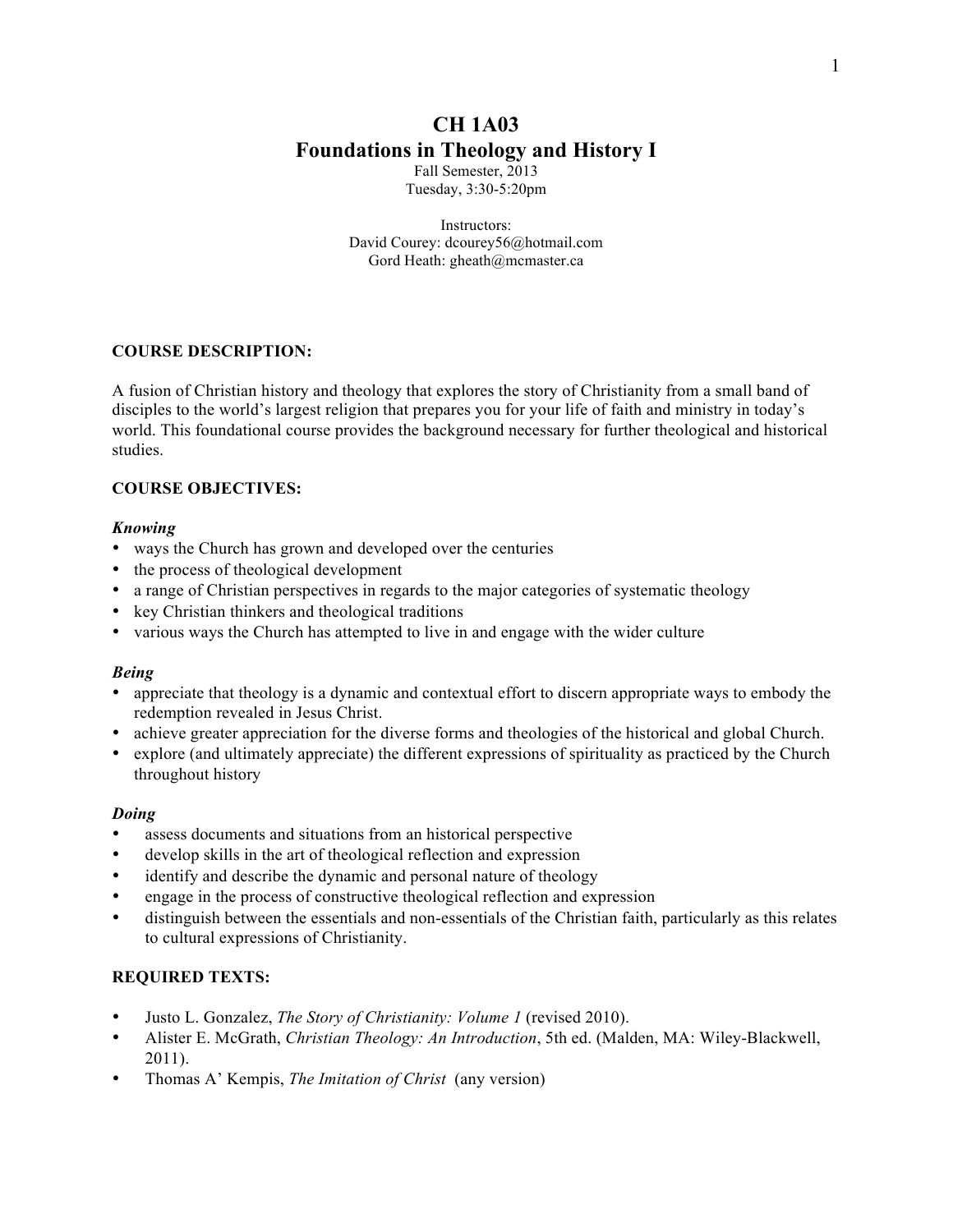# CH 1A03
# Foundations in Theology and History I

Fall Semester, 2013
Tuesday, 3:30-5:20pm

Instructors:
David Courey: dcourey56@hotmail.com
Gord Heath: gheath@mcmaster.ca

## COURSE DESCRIPTION:

A fusion of Christian history and theology that explores the story of Christianity from a small band of disciples to the world's largest religion that prepares you for your life of faith and ministry in today's world. This foundational course provides the background necessary for further theological and historical studies.

## COURSE OBJECTIVES:

### *Knowing*

- ways the Church has grown and developed over the centuries
- the process of theological development
- a range of Christian perspectives in regards to the major categories of systematic theology
- key Christian thinkers and theological traditions
- various ways the Church has attempted to live in and engage with the wider culture

### *Being*

- appreciate that theology is a dynamic and contextual effort to discern appropriate ways to embody the redemption revealed in Jesus Christ.
- achieve greater appreciation for the diverse forms and theologies of the historical and global Church.
- explore (and ultimately appreciate) the different expressions of spirituality as practiced by the Church throughout history

### *Doing*

- assess documents and situations from an historical perspective
- develop skills in the art of theological reflection and expression
- identify and describe the dynamic and personal nature of theology
- engage in the process of constructive theological reflection and expression
- distinguish between the essentials and non-essentials of the Christian faith, particularly as this relates to cultural expressions of Christianity.

## REQUIRED TEXTS:

- Justo L. Gonzalez, *The Story of Christianity: Volume 1* (revised 2010).
- Alister E. McGrath, *Christian Theology: An Introduction*, 5th ed. (Malden, MA: Wiley-Blackwell, 2011).
- Thomas A' Kempis, *The Imitation of Christ* (any version)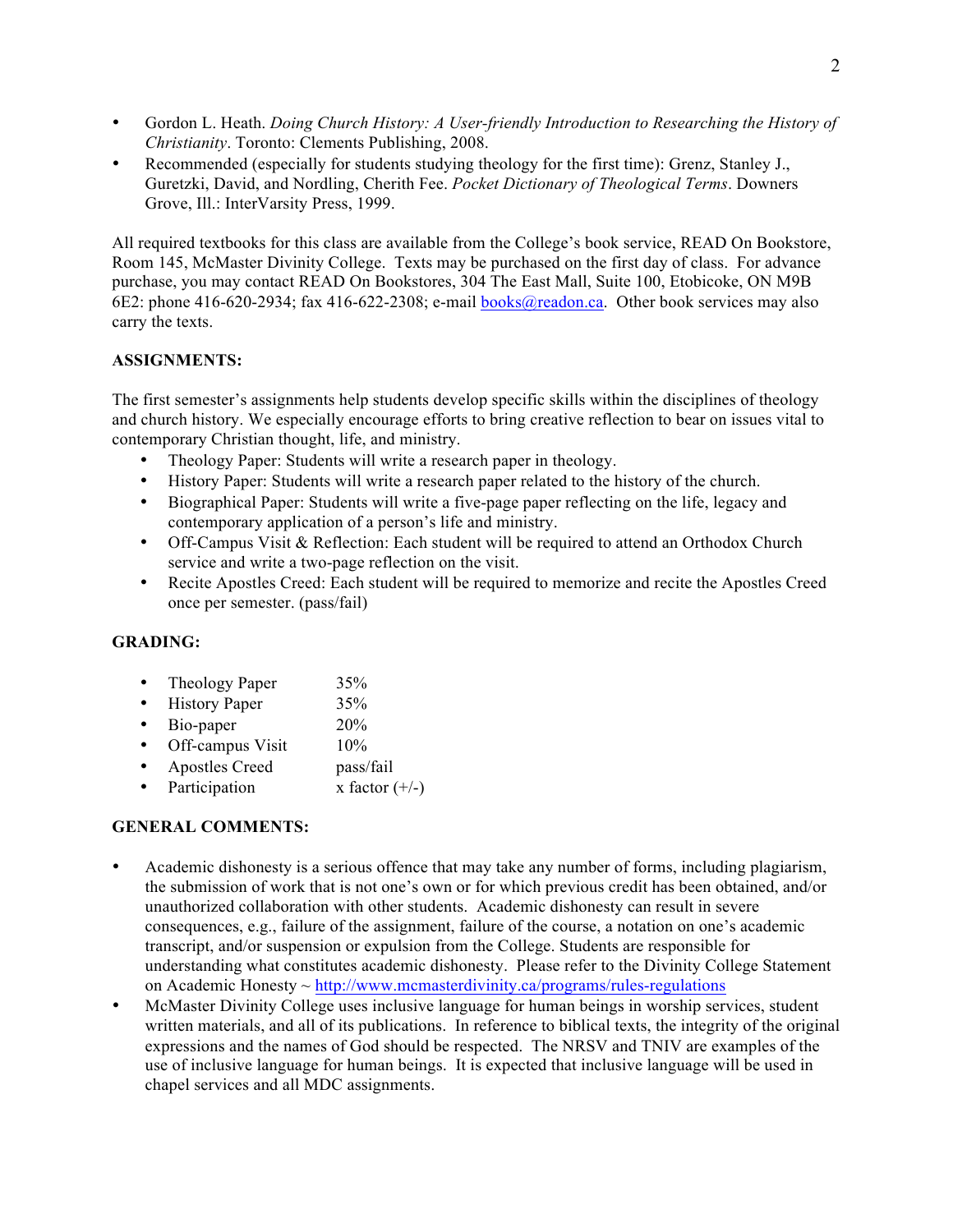- Gordon L. Heath. *Doing Church History: A User-friendly Introduction to Researching the History of Christianity*. Toronto: Clements Publishing, 2008.
- Recommended (especially for students studying theology for the first time): Grenz, Stanley J., Guretzki, David, and Nordling, Cherith Fee. *Pocket Dictionary of Theological Terms*. Downers Grove, Ill.: InterVarsity Press, 1999.

All required textbooks for this class are available from the College's book service, READ On Bookstore, Room 145, McMaster Divinity College. Texts may be purchased on the first day of class. For advance purchase, you may contact READ On Bookstores, 304 The East Mall, Suite 100, Etobicoke, ON M9B 6E2: phone 416-620-2934; fax 416-622-2308; e-mail books@readon.ca. Other book services may also carry the texts.

**ASSIGNMENTS:**

The first semester's assignments help students develop specific skills within the disciplines of theology and church history. We especially encourage efforts to bring creative reflection to bear on issues vital to contemporary Christian thought, life, and ministry.

- Theology Paper: Students will write a research paper in theology.
- History Paper: Students will write a research paper related to the history of the church.
- Biographical Paper: Students will write a five-page paper reflecting on the life, legacy and contemporary application of a person's life and ministry.
- Off-Campus Visit & Reflection: Each student will be required to attend an Orthodox Church service and write a two-page reflection on the visit.
- Recite Apostles Creed: Each student will be required to memorize and recite the Apostles Creed once per semester. (pass/fail)

**GRADING:**

- Theology Paper 35%
- History Paper 35%
- Bio-paper 20%
- Off-campus Visit 10%
- Apostles Creed pass/fail
- Participation x factor (+/-)

**GENERAL COMMENTS:**

- Academic dishonesty is a serious offence that may take any number of forms, including plagiarism, the submission of work that is not one's own or for which previous credit has been obtained, and/or unauthorized collaboration with other students. Academic dishonesty can result in severe consequences, e.g., failure of the assignment, failure of the course, a notation on one's academic transcript, and/or suspension or expulsion from the College. Students are responsible for understanding what constitutes academic dishonesty. Please refer to the Divinity College Statement on Academic Honesty ~ http://www.mcmasterdivinity.ca/programs/rules-regulations
- McMaster Divinity College uses inclusive language for human beings in worship services, student written materials, and all of its publications. In reference to biblical texts, the integrity of the original expressions and the names of God should be respected. The NRSV and TNIV are examples of the use of inclusive language for human beings. It is expected that inclusive language will be used in chapel services and all MDC assignments.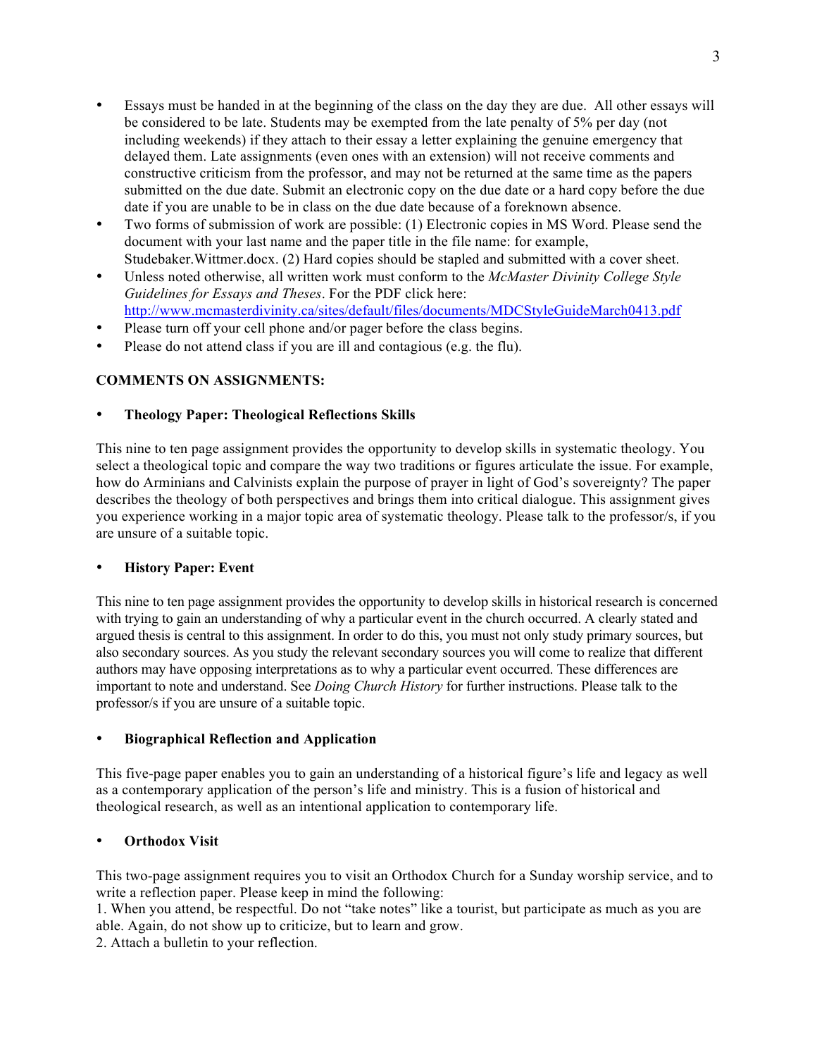- Essays must be handed in at the beginning of the class on the day they are due. All other essays will be considered to be late. Students may be exempted from the late penalty of 5% per day (not including weekends) if they attach to their essay a letter explaining the genuine emergency that delayed them. Late assignments (even ones with an extension) will not receive comments and constructive criticism from the professor, and may not be returned at the same time as the papers submitted on the due date. Submit an electronic copy on the due date or a hard copy before the due date if you are unable to be in class on the due date because of a foreknown absence.
- Two forms of submission of work are possible: (1) Electronic copies in MS Word. Please send the document with your last name and the paper title in the file name: for example, Studebaker.Wittmer.docx. (2) Hard copies should be stapled and submitted with a cover sheet.
- Unless noted otherwise, all written work must conform to the *McMaster Divinity College Style Guidelines for Essays and Theses*. For the PDF click here: [http://www.mcmasterdivinity.ca/sites/default/files/documents/MDCStyleGuideMarch0413.pdf](http://www.mcmasterdivinity.ca/sites/default/files/documents/MDCStyleGuideMarch0413.pdf)
- Please turn off your cell phone and/or pager before the class begins.
- Please do not attend class if you are ill and contagious (e.g. the flu).

**COMMENTS ON ASSIGNMENTS:**

- **Theology Paper: Theological Reflections Skills**

This nine to ten page assignment provides the opportunity to develop skills in systematic theology. You select a theological topic and compare the way two traditions or figures articulate the issue. For example, how do Arminians and Calvinists explain the purpose of prayer in light of God's sovereignty? The paper describes the theology of both perspectives and brings them into critical dialogue. This assignment gives you experience working in a major topic area of systematic theology. Please talk to the professor/s, if you are unsure of a suitable topic.

- **History Paper: Event**

This nine to ten page assignment provides the opportunity to develop skills in historical research is concerned with trying to gain an understanding of why a particular event in the church occurred. A clearly stated and argued thesis is central to this assignment. In order to do this, you must not only study primary sources, but also secondary sources. As you study the relevant secondary sources you will come to realize that different authors may have opposing interpretations as to why a particular event occurred. These differences are important to note and understand. See *Doing Church History* for further instructions. Please talk to the professor/s if you are unsure of a suitable topic.

- **Biographical Reflection and Application**

This five-page paper enables you to gain an understanding of a historical figure's life and legacy as well as a contemporary application of the person's life and ministry. This is a fusion of historical and theological research, as well as an intentional application to contemporary life.

- **Orthodox Visit**

This two-page assignment requires you to visit an Orthodox Church for a Sunday worship service, and to write a reflection paper. Please keep in mind the following:

1. When you attend, be respectful. Do not "take notes" like a tourist, but participate as much as you are able. Again, do not show up to criticize, but to learn and grow.
2. Attach a bulletin to your reflection.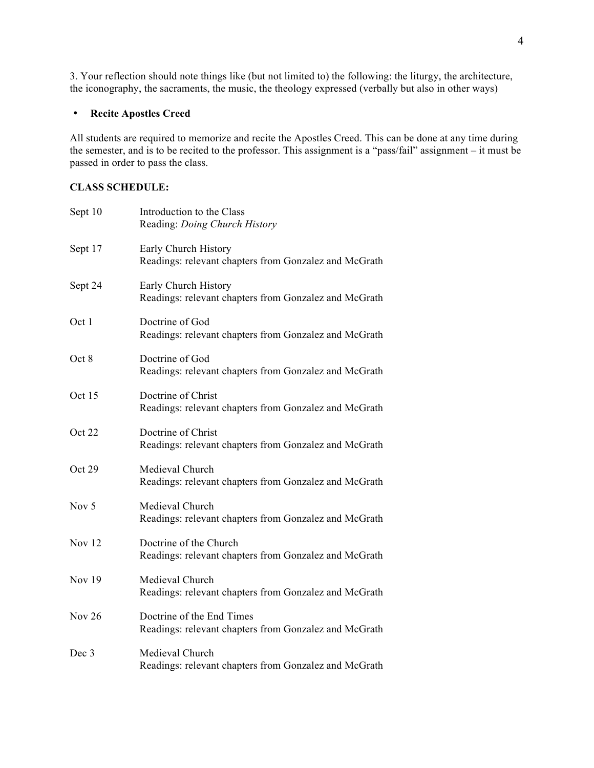3. Your reflection should note things like (but not limited to) the following: the liturgy, the architecture, the iconography, the sacraments, the music, the theology expressed (verbally but also in other ways)

- **Recite Apostles Creed**

All students are required to memorize and recite the Apostles Creed. This can be done at any time during the semester, and is to be recited to the professor. This assignment is a "pass/fail" assignment – it must be passed in order to pass the class.

**CLASS SCHEDULE:**

| | |
|---|---|
| Sept 10 | Introduction to the Class<br>Reading: *Doing Church History* |
| Sept 17 | Early Church History<br>Readings: relevant chapters from Gonzalez and McGrath |
| Sept 24 | Early Church History<br>Readings: relevant chapters from Gonzalez and McGrath |
| Oct 1 | Doctrine of God<br>Readings: relevant chapters from Gonzalez and McGrath |
| Oct 8 | Doctrine of God<br>Readings: relevant chapters from Gonzalez and McGrath |
| Oct 15 | Doctrine of Christ<br>Readings: relevant chapters from Gonzalez and McGrath |
| Oct 22 | Doctrine of Christ<br>Readings: relevant chapters from Gonzalez and McGrath |
| Oct 29 | Medieval Church<br>Readings: relevant chapters from Gonzalez and McGrath |
| Nov 5 | Medieval Church<br>Readings: relevant chapters from Gonzalez and McGrath |
| Nov 12 | Doctrine of the Church<br>Readings: relevant chapters from Gonzalez and McGrath |
| Nov 19 | Medieval Church<br>Readings: relevant chapters from Gonzalez and McGrath |
| Nov 26 | Doctrine of the End Times<br>Readings: relevant chapters from Gonzalez and McGrath |
| Dec 3 | Medieval Church<br>Readings: relevant chapters from Gonzalez and McGrath |